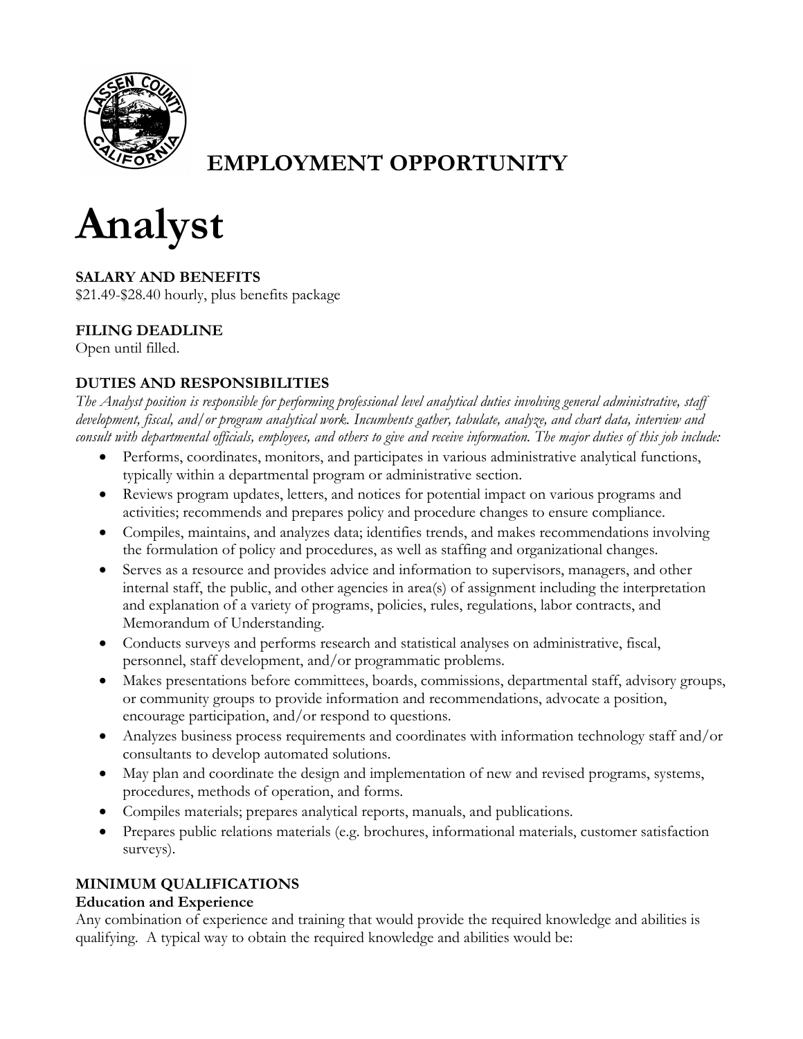## EMPLOYMENT OPPORTUNITY

# Analyst

### SALARY AND BENEFITS

$21.49-$28.40 hourly, plus benefits package

### FILING DEADLINE

Open until filled.

### DUTIES AND RESPONSIBILITIES

*The Analyst position is responsible for performing professional level analytical duties involving general administrative, staff development, fiscal, and/or program analytical work. Incumbents gather, tabulate, analyze, and chart data, interview and consult with departmental officials, employees, and others to give and receive information. The major duties of this job include:*

- Performs, coordinates, monitors, and participates in various administrative analytical functions, typically within a departmental program or administrative section.
- Reviews program updates, letters, and notices for potential impact on various programs and activities; recommends and prepares policy and procedure changes to ensure compliance.
- Compiles, maintains, and analyzes data; identifies trends, and makes recommendations involving the formulation of policy and procedures, as well as staffing and organizational changes.
- Serves as a resource and provides advice and information to supervisors, managers, and other internal staff, the public, and other agencies in area(s) of assignment including the interpretation and explanation of a variety of programs, policies, rules, regulations, labor contracts, and Memorandum of Understanding.
- Conducts surveys and performs research and statistical analyses on administrative, fiscal, personnel, staff development, and/or programmatic problems.
- Makes presentations before committees, boards, commissions, departmental staff, advisory groups, or community groups to provide information and recommendations, advocate a position, encourage participation, and/or respond to questions.
- Analyzes business process requirements and coordinates with information technology staff and/or consultants to develop automated solutions.
- May plan and coordinate the design and implementation of new and revised programs, systems, procedures, methods of operation, and forms.
- Compiles materials; prepares analytical reports, manuals, and publications.
- Prepares public relations materials (e.g. brochures, informational materials, customer satisfaction surveys).

### MINIMUM QUALIFICATIONS

**Education and Experience**

Any combination of experience and training that would provide the required knowledge and abilities is qualifying. A typical way to obtain the required knowledge and abilities would be: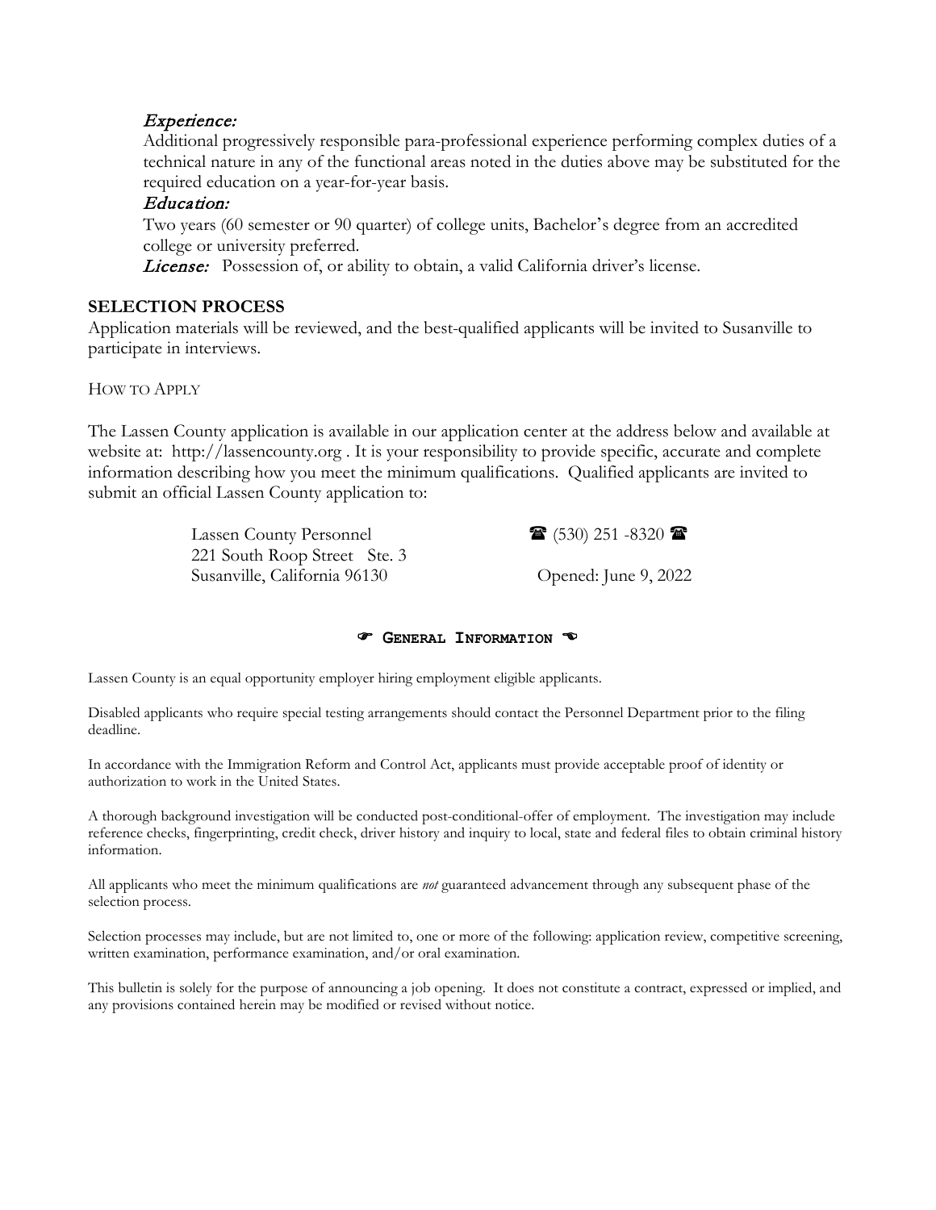*Experience:*

Additional progressively responsible para-professional experience performing complex duties of a technical nature in any of the functional areas noted in the duties above may be substituted for the required education on a year-for-year basis.

*Education:*

Two years (60 semester or 90 quarter) of college units, Bachelor's degree from an accredited college or university preferred.

***License:*** Possession of, or ability to obtain, a valid California driver's license.

## SELECTION PROCESS

Application materials will be reviewed, and the best-qualified applicants will be invited to Susanville to participate in interviews.

HOW TO APPLY

The Lassen County application is available in our application center at the address below and available at website at: http://lassencounty.org . It is your responsibility to provide specific, accurate and complete information describing how you meet the minimum qualifications. Qualified applicants are invited to submit an official Lassen County application to:

Lassen County Personnel
221 South Roop Street Ste. 3
Susanville, California 96130

☎ (530) 251 -8320 ☎

Opened: June 9, 2022

### ☞ GENERAL INFORMATION ☜

Lassen County is an equal opportunity employer hiring employment eligible applicants.

Disabled applicants who require special testing arrangements should contact the Personnel Department prior to the filing deadline.

In accordance with the Immigration Reform and Control Act, applicants must provide acceptable proof of identity or authorization to work in the United States.

A thorough background investigation will be conducted post-conditional-offer of employment. The investigation may include reference checks, fingerprinting, credit check, driver history and inquiry to local, state and federal files to obtain criminal history information.

All applicants who meet the minimum qualifications are *not* guaranteed advancement through any subsequent phase of the selection process.

Selection processes may include, but are not limited to, one or more of the following: application review, competitive screening, written examination, performance examination, and/or oral examination.

This bulletin is solely for the purpose of announcing a job opening. It does not constitute a contract, expressed or implied, and any provisions contained herein may be modified or revised without notice.